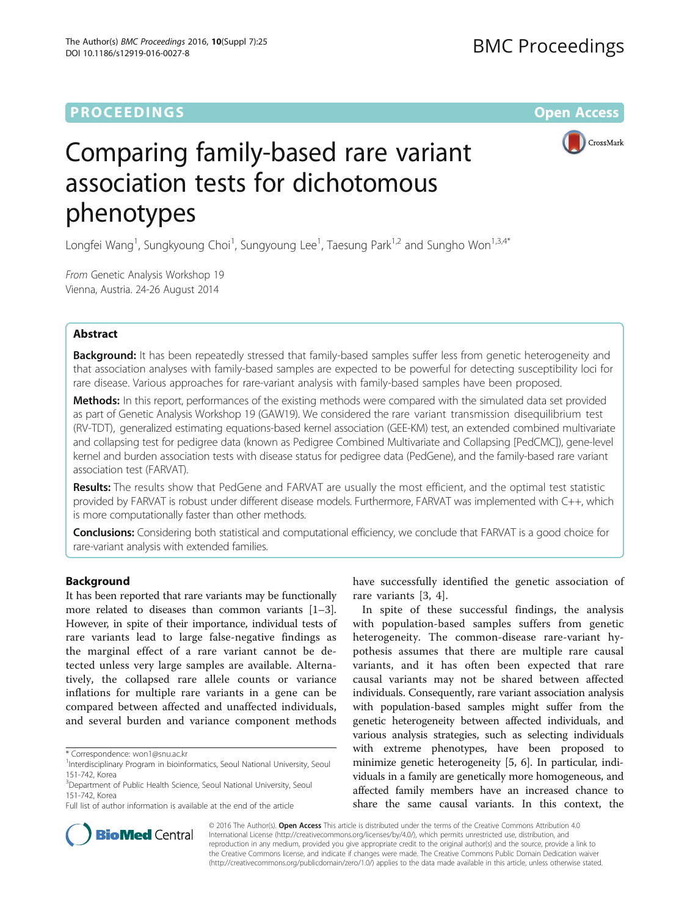PROCEEDINGS Open Access

# Comparing family-based rare variant association tests for dichotomous phenotypes

Longfei Wang[1], Sungkyoung Choi[1], Sungyoung Lee[1], Taesung Park[1,2] and Sungho Won[1,3,4*]

*From* Genetic Analysis Workshop 19
Vienna, Austria. 24-26 August 2014

## Abstract

**Background:** It has been repeatedly stressed that family-based samples suffer less from genetic heterogeneity and that association analyses with family-based samples are expected to be powerful for detecting susceptibility loci for rare disease. Various approaches for rare-variant analysis with family-based samples have been proposed.

**Methods:** In this report, performances of the existing methods were compared with the simulated data set provided as part of Genetic Analysis Workshop 19 (GAW19). We considered the rare variant transmission disequilibrium test (RV-TDT), generalized estimating equations-based kernel association (GEE-KM) test, an extended combined multivariate and collapsing test for pedigree data (known as Pedigree Combined Multivariate and Collapsing [PedCMC]), gene-level kernel and burden association tests with disease status for pedigree data (PedGene), and the family-based rare variant association test (FARVAT).

**Results:** The results show that PedGene and FARVAT are usually the most efficient, and the optimal test statistic provided by FARVAT is robust under different disease models. Furthermore, FARVAT was implemented with C++, which is more computationally faster than other methods.

**Conclusions:** Considering both statistical and computational efficiency, we conclude that FARVAT is a good choice for rare-variant analysis with extended families.

## Background

It has been reported that rare variants may be functionally more related to diseases than common variants [1–3]. However, in spite of their importance, individual tests of rare variants lead to large false-negative findings as the marginal effect of a rare variant cannot be detected unless very large samples are available. Alternatively, the collapsed rare allele counts or variance inflations for multiple rare variants in a gene can be compared between affected and unaffected individuals, and several burden and variance component methods have successfully identified the genetic association of rare variants [3, 4].

In spite of these successful findings, the analysis with population-based samples suffers from genetic heterogeneity. The common-disease rare-variant hypothesis assumes that there are multiple rare causal variants, and it has often been expected that rare causal variants may not be shared between affected individuals. Consequently, rare variant association analysis with population-based samples might suffer from the genetic heterogeneity between affected individuals, and various analysis strategies, such as selecting individuals with extreme phenotypes, have been proposed to minimize genetic heterogeneity [5, 6]. In particular, individuals in a family are genetically more homogeneous, and affected family members have an increased chance to share the same causal variants. In this context, the

\* Correspondence: won1@snu.ac.kr
[1]Interdisciplinary Program in bioinformatics, Seoul National University, Seoul 151-742, Korea
[3]Department of Public Health Science, Seoul National University, Seoul 151-742, Korea
Full list of author information is available at the end of the article

© 2016 The Author(s). **Open Access** This article is distributed under the terms of the Creative Commons Attribution 4.0 International License (http://creativecommons.org/licenses/by/4.0/), which permits unrestricted use, distribution, and reproduction in any medium, provided you give appropriate credit to the original author(s) and the source, provide a link to the Creative Commons license, and indicate if changes were made. The Creative Commons Public Domain Dedication waiver (http://creativecommons.org/publicdomain/zero/1.0/) applies to the data made available in this article, unless otherwise stated.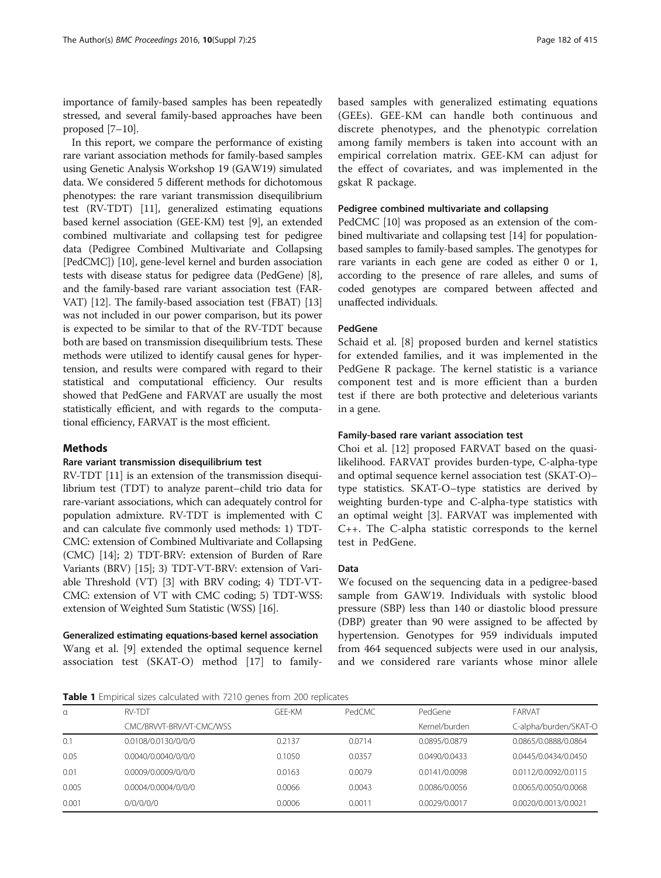importance of family-based samples has been repeatedly stressed, and several family-based approaches have been proposed [7–10].

In this report, we compare the performance of existing rare variant association methods for family-based samples using Genetic Analysis Workshop 19 (GAW19) simulated data. We considered 5 different methods for dichotomous phenotypes: the rare variant transmission disequilibrium test (RV-TDT) [11], generalized estimating equations based kernel association (GEE-KM) test [9], an extended combined multivariate and collapsing test for pedigree data (Pedigree Combined Multivariate and Collapsing [PedCMC]) [10], gene-level kernel and burden association tests with disease status for pedigree data (PedGene) [8], and the family-based rare variant association test (FARVAT) [12]. The family-based association test (FBAT) [13] was not included in our power comparison, but its power is expected to be similar to that of the RV-TDT because both are based on transmission disequilibrium tests. These methods were utilized to identify causal genes for hypertension, and results were compared with regard to their statistical and computational efficiency. Our results showed that PedGene and FARVAT are usually the most statistically efficient, and with regards to the computational efficiency, FARVAT is the most efficient.

## Methods

### Rare variant transmission disequilibrium test

RV-TDT [11] is an extension of the transmission disequilibrium test (TDT) to analyze parent–child trio data for rare-variant associations, which can adequately control for population admixture. RV-TDT is implemented with C and can calculate five commonly used methods: 1) TDT-CMC: extension of Combined Multivariate and Collapsing (CMC) [14]; 2) TDT-BRV: extension of Burden of Rare Variants (BRV) [15]; 3) TDT-VT-BRV: extension of Variable Threshold (VT) [3] with BRV coding; 4) TDT-VT-CMC: extension of VT with CMC coding; 5) TDT-WSS: extension of Weighted Sum Statistic (WSS) [16].

### Generalized estimating equations-based kernel association

Wang et al. [9] extended the optimal sequence kernel association test (SKAT-O) method [17] to family-based samples with generalized estimating equations (GEEs). GEE-KM can handle both continuous and discrete phenotypes, and the phenotypic correlation among family members is taken into account with an empirical correlation matrix. GEE-KM can adjust for the effect of covariates, and was implemented in the gskat R package.

### Pedigree combined multivariate and collapsing

PedCMC [10] was proposed as an extension of the combined multivariate and collapsing test [14] for population-based samples to family-based samples. The genotypes for rare variants in each gene are coded as either 0 or 1, according to the presence of rare alleles, and sums of coded genotypes are compared between affected and unaffected individuals.

### PedGene

Schaid et al. [8] proposed burden and kernel statistics for extended families, and it was implemented in the PedGene R package. The kernel statistic is a variance component test and is more efficient than a burden test if there are both protective and deleterious variants in a gene.

### Family-based rare variant association test

Choi et al. [12] proposed FARVAT based on the quasi-likelihood. FARVAT provides burden-type, C-alpha-type and optimal sequence kernel association test (SKAT-O)–type statistics. SKAT-O–type statistics are derived by weighting burden-type and C-alpha-type statistics with an optimal weight [3]. FARVAT was implemented with C++. The C-alpha statistic corresponds to the kernel test in PedGene.

### Data

We focused on the sequencing data in a pedigree-based sample from GAW19. Individuals with systolic blood pressure (SBP) less than 140 or diastolic blood pressure (DBP) greater than 90 were assigned to be affected by hypertension. Genotypes for 959 individuals imputed from 464 sequenced subjects were used in our analysis, and we considered rare variants whose minor allele

**Table 1** Empirical sizes calculated with 7210 genes from 200 replicates

| α | RV-TDT | GEE-KM | PedCMC | PedGene | FARVAT |
|---|---|---|---|---|---|
| | CMC/BRVVT-BRV/VT-CMC/WSS | | | Kernel/burden | C-alpha/burden/SKAT-O |
| 0.1 | 0.0108/0.0130/0/0/0 | 0.2137 | 0.0714 | 0.0895/0.0879 | 0.0865/0.0888/0.0864 |
| 0.05 | 0.0040/0.0040/0/0/0 | 0.1050 | 0.0357 | 0.0490/0.0433 | 0.0445/0.0434/0.0450 |
| 0.01 | 0.0009/0.0009/0/0/0 | 0.0163 | 0.0079 | 0.0141/0.0098 | 0.0112/0.0092/0.0115 |
| 0.005 | 0.0004/0.0004/0/0/0 | 0.0066 | 0.0043 | 0.0086/0.0056 | 0.0065/0.0050/0.0068 |
| 0.001 | 0/0/0/0/0 | 0.0006 | 0.0011 | 0.0029/0.0017 | 0.0020/0.0013/0.0021 |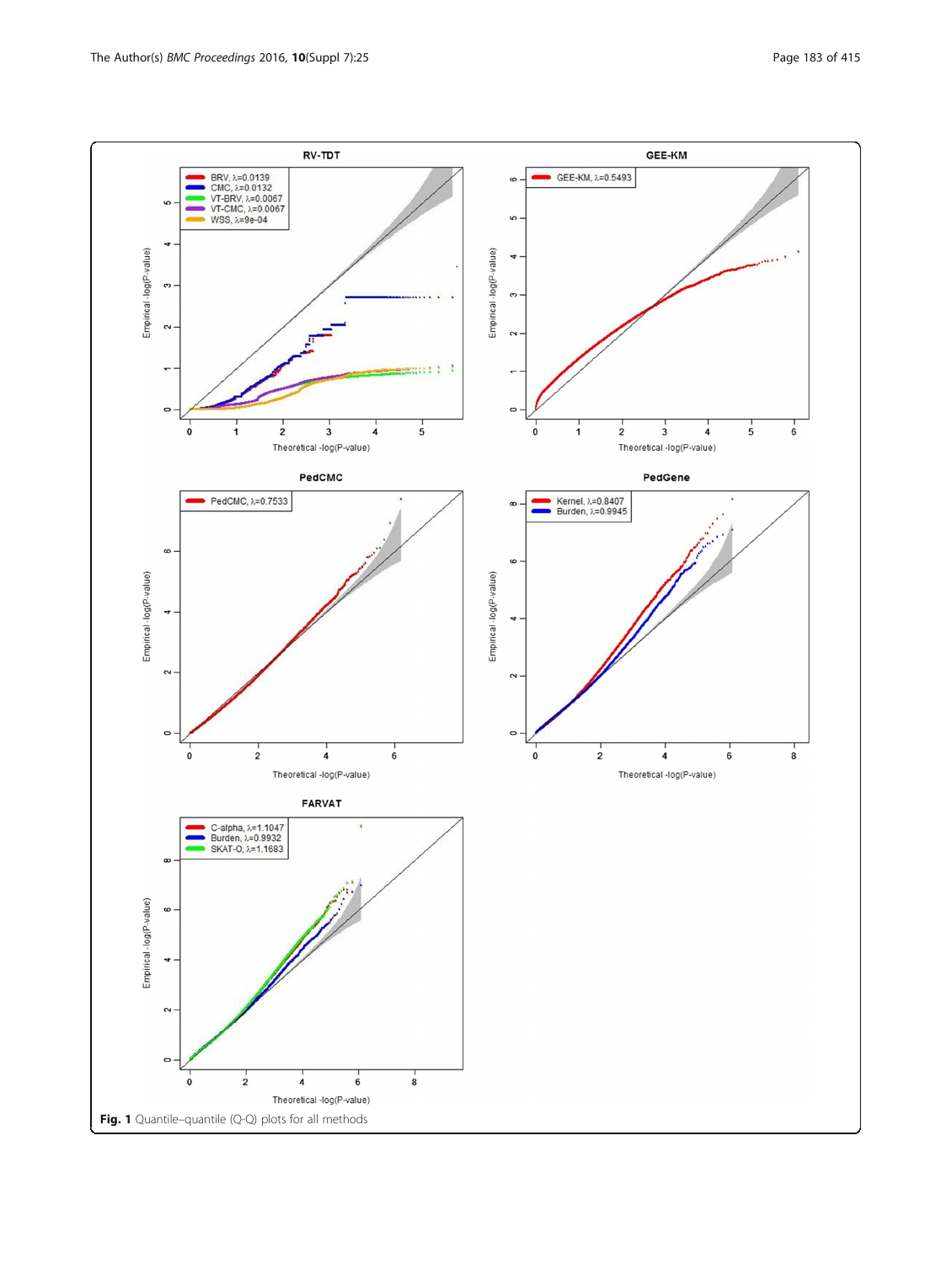Fig. 1 Quantile–quantile (Q-Q) plots for all methods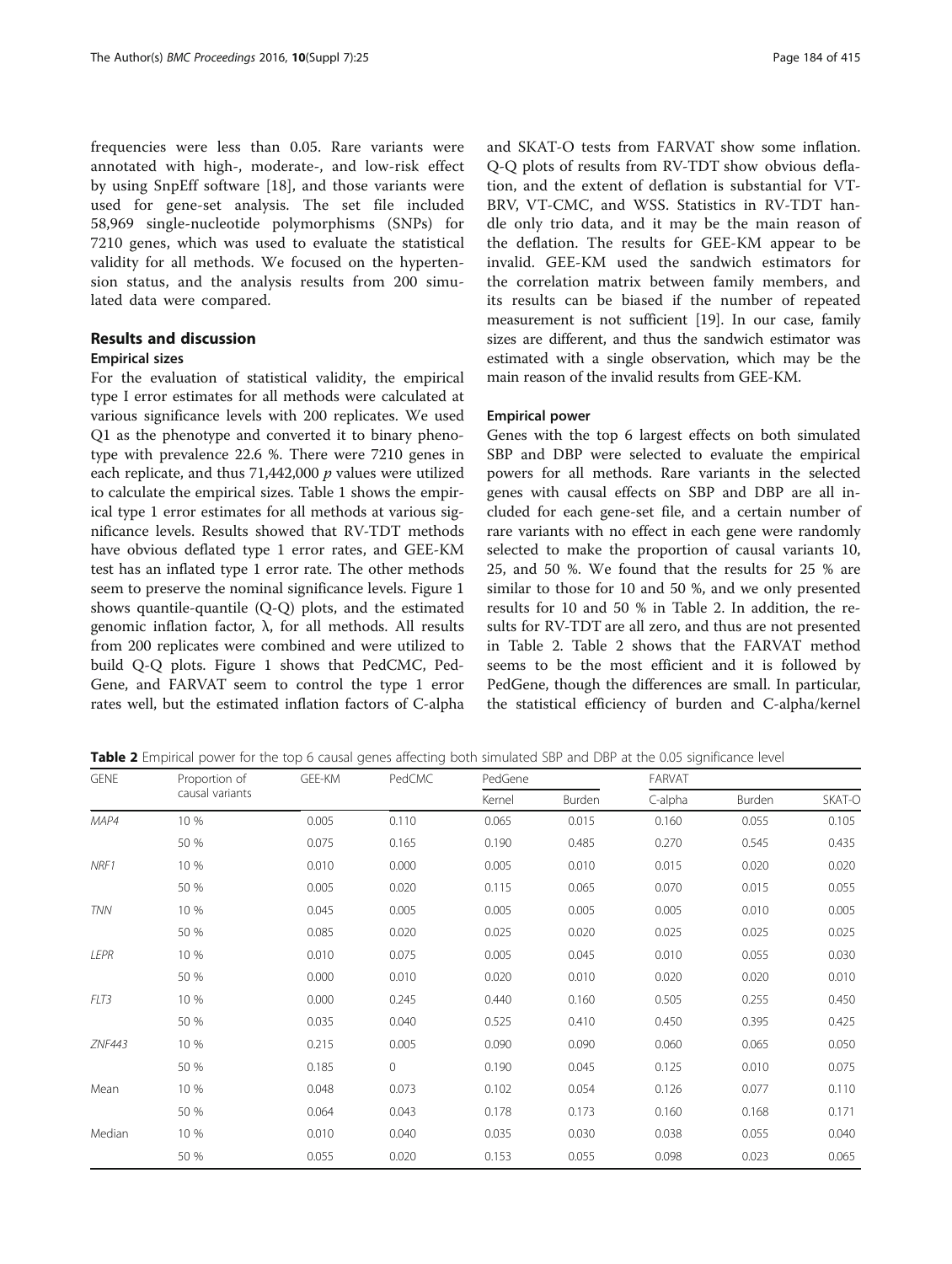frequencies were less than 0.05. Rare variants were annotated with high-, moderate-, and low-risk effect by using SnpEff software [18], and those variants were used for gene-set analysis. The set file included 58,969 single-nucleotide polymorphisms (SNPs) for 7210 genes, which was used to evaluate the statistical validity for all methods. We focused on the hypertension status, and the analysis results from 200 simulated data were compared.

## Results and discussion

### Empirical sizes

For the evaluation of statistical validity, the empirical type I error estimates for all methods were calculated at various significance levels with 200 replicates. We used Q1 as the phenotype and converted it to binary phenotype with prevalence 22.6 %. There were 7210 genes in each replicate, and thus 71,442,000 $p$ values were utilized to calculate the empirical sizes. Table 1 shows the empirical type 1 error estimates for all methods at various significance levels. Results showed that RV-TDT methods have obvious deflated type 1 error rates, and GEE-KM test has an inflated type 1 error rate. The other methods seem to preserve the nominal significance levels. Figure 1 shows quantile-quantile (Q-Q) plots, and the estimated genomic inflation factor, λ, for all methods. All results from 200 replicates were combined and were utilized to build Q-Q plots. Figure 1 shows that PedCMC, PedGene, and FARVAT seem to control the type 1 error rates well, but the estimated inflation factors of C-alpha and SKAT-O tests from FARVAT show some inflation. Q-Q plots of results from RV-TDT show obvious deflation, and the extent of deflation is substantial for VT-BRV, VT-CMC, and WSS. Statistics in RV-TDT handle only trio data, and it may be the main reason of the deflation. The results for GEE-KM appear to be invalid. GEE-KM used the sandwich estimators for the correlation matrix between family members, and its results can be biased if the number of repeated measurement is not sufficient [19]. In our case, family sizes are different, and thus the sandwich estimator was estimated with a single observation, which may be the main reason of the invalid results from GEE-KM.

### Empirical power

Genes with the top 6 largest effects on both simulated SBP and DBP were selected to evaluate the empirical powers for all methods. Rare variants in the selected genes with causal effects on SBP and DBP are all included for each gene-set file, and a certain number of rare variants with no effect in each gene were randomly selected to make the proportion of causal variants 10, 25, and 50 %. We found that the results for 25 % are similar to those for 10 and 50 %, and we only presented results for 10 and 50 % in Table 2. In addition, the results for RV-TDT are all zero, and thus are not presented in Table 2. Table 2 shows that the FARVAT method seems to be the most efficient and it is followed by PedGene, though the differences are small. In particular, the statistical efficiency of burden and C-alpha/kernel

**Table 2** Empirical power for the top 6 causal genes affecting both simulated SBP and DBP at the 0.05 significance level

| GENE | Proportion of causal variants | GEE-KM | PedCMC | PedGene | | FARVAT | | |
|---|---|---|---|---|---|---|---|---|
| | | | | Kernel | Burden | C-alpha | Burden | SKAT-O |
| *MAP4* | 10 % | 0.005 | 0.110 | 0.065 | 0.015 | 0.160 | 0.055 | 0.105 |
| | 50 % | 0.075 | 0.165 | 0.190 | 0.485 | 0.270 | 0.545 | 0.435 |
| *NRF1* | 10 % | 0.010 | 0.000 | 0.005 | 0.010 | 0.015 | 0.020 | 0.020 |
| | 50 % | 0.005 | 0.020 | 0.115 | 0.065 | 0.070 | 0.015 | 0.055 |
| *TNN* | 10 % | 0.045 | 0.005 | 0.005 | 0.005 | 0.005 | 0.010 | 0.005 |
| | 50 % | 0.085 | 0.020 | 0.025 | 0.020 | 0.025 | 0.025 | 0.025 |
| *LEPR* | 10 % | 0.010 | 0.075 | 0.005 | 0.045 | 0.010 | 0.055 | 0.030 |
| | 50 % | 0.000 | 0.010 | 0.020 | 0.010 | 0.020 | 0.020 | 0.010 |
| *FLT3* | 10 % | 0.000 | 0.245 | 0.440 | 0.160 | 0.505 | 0.255 | 0.450 |
| | 50 % | 0.035 | 0.040 | 0.525 | 0.410 | 0.450 | 0.395 | 0.425 |
| *ZNF443* | 10 % | 0.215 | 0.005 | 0.090 | 0.090 | 0.060 | 0.065 | 0.050 |
| | 50 % | 0.185 | 0 | 0.190 | 0.045 | 0.125 | 0.010 | 0.075 |
| Mean | 10 % | 0.048 | 0.073 | 0.102 | 0.054 | 0.126 | 0.077 | 0.110 |
| | 50 % | 0.064 | 0.043 | 0.178 | 0.173 | 0.160 | 0.168 | 0.171 |
| Median | 10 % | 0.010 | 0.040 | 0.035 | 0.030 | 0.038 | 0.055 | 0.040 |
| | 50 % | 0.055 | 0.020 | 0.153 | 0.055 | 0.098 | 0.023 | 0.065 |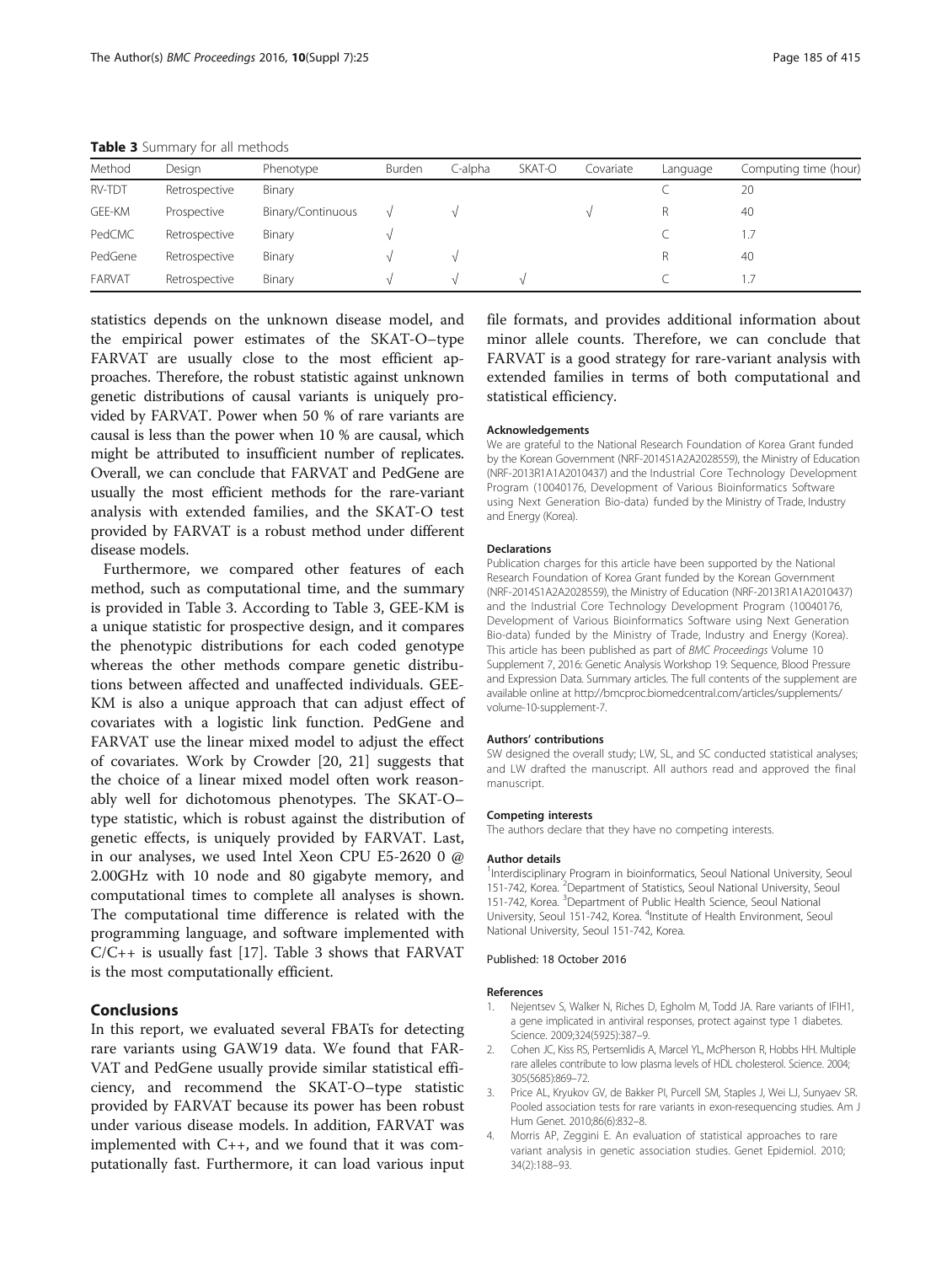**Table 3** Summary for all methods

| Method | Design | Phenotype | Burden | C-alpha | SKAT-O | Covariate | Language | Computing time (hour) |
| --- | --- | --- | --- | --- | --- | --- | --- | --- |
| RV-TDT | Retrospective | Binary | | | | | C | 20 |
| GEE-KM | Prospective | Binary/Continuous | √ | √ | | √ | R | 40 |
| PedCMC | Retrospective | Binary | √ | | | | C | 1.7 |
| PedGene | Retrospective | Binary | √ | √ | | | R | 40 |
| FARVAT | Retrospective | Binary | √ | √ | √ | | C | 1.7 |

statistics depends on the unknown disease model, and the empirical power estimates of the SKAT-O–type FARVAT are usually close to the most efficient approaches. Therefore, the robust statistic against unknown genetic distributions of causal variants is uniquely provided by FARVAT. Power when 50 % of rare variants are causal is less than the power when 10 % are causal, which might be attributed to insufficient number of replicates. Overall, we can conclude that FARVAT and PedGene are usually the most efficient methods for the rare-variant analysis with extended families, and the SKAT-O test provided by FARVAT is a robust method under different disease models.

Furthermore, we compared other features of each method, such as computational time, and the summary is provided in Table 3. According to Table 3, GEE-KM is a unique statistic for prospective design, and it compares the phenotypic distributions for each coded genotype whereas the other methods compare genetic distributions between affected and unaffected individuals. GEE-KM is also a unique approach that can adjust effect of covariates with a logistic link function. PedGene and FARVAT use the linear mixed model to adjust the effect of covariates. Work by Crowder [20, 21] suggests that the choice of a linear mixed model often work reasonably well for dichotomous phenotypes. The SKAT-O–type statistic, which is robust against the distribution of genetic effects, is uniquely provided by FARVAT. Last, in our analyses, we used Intel Xeon CPU E5-2620 0 @ 2.00GHz with 10 node and 80 gigabyte memory, and computational times to complete all analyses is shown. The computational time difference is related with the programming language, and software implemented with C/C++ is usually fast [17]. Table 3 shows that FARVAT is the most computationally efficient.

## Conclusions

In this report, we evaluated several FBATs for detecting rare variants using GAW19 data. We found that FARVAT and PedGene usually provide similar statistical efficiency, and recommend the SKAT-O–type statistic provided by FARVAT because its power has been robust under various disease models. In addition, FARVAT was implemented with C++, and we found that it was computationally fast. Furthermore, it can load various input file formats, and provides additional information about minor allele counts. Therefore, we can conclude that FARVAT is a good strategy for rare-variant analysis with extended families in terms of both computational and statistical efficiency.

#### Acknowledgements

We are grateful to the National Research Foundation of Korea Grant funded by the Korean Government (NRF-2014S1A2A2028559), the Ministry of Education (NRF-2013R1A1A2010437) and the Industrial Core Technology Development Program (10040176, Development of Various Bioinformatics Software using Next Generation Bio-data) funded by the Ministry of Trade, Industry and Energy (Korea).

#### Declarations

Publication charges for this article have been supported by the National Research Foundation of Korea Grant funded by the Korean Government (NRF-2014S1A2A2028559), the Ministry of Education (NRF-2013R1A1A2010437) and the Industrial Core Technology Development Program (10040176, Development of Various Bioinformatics Software using Next Generation Bio-data) funded by the Ministry of Trade, Industry and Energy (Korea). This article has been published as part of *BMC Proceedings* Volume 10 Supplement 7, 2016: Genetic Analysis Workshop 19: Sequence, Blood Pressure and Expression Data. Summary articles. The full contents of the supplement are available online at http://bmcproc.biomedcentral.com/articles/supplements/volume-10-supplement-7.

#### Authors' contributions

SW designed the overall study; LW, SL, and SC conducted statistical analyses; and LW drafted the manuscript. All authors read and approved the final manuscript.

#### Competing interests

The authors declare that they have no competing interests.

#### Author details

[1]Interdisciplinary Program in bioinformatics, Seoul National University, Seoul 151-742, Korea. [2]Department of Statistics, Seoul National University, Seoul 151-742, Korea. [3]Department of Public Health Science, Seoul National University, Seoul 151-742, Korea. [4]Institute of Health Environment, Seoul National University, Seoul 151-742, Korea.

Published: 18 October 2016

#### References

1. Nejentsev S, Walker N, Riches D, Egholm M, Todd JA. Rare variants of IFIH1, a gene implicated in antiviral responses, protect against type 1 diabetes. Science. 2009;324(5925):387–9.
2. Cohen JC, Kiss RS, Pertsemlidis A, Marcel YL, McPherson R, Hobbs HH. Multiple rare alleles contribute to low plasma levels of HDL cholesterol. Science. 2004; 305(5685):869–72.
3. Price AL, Kryukov GV, de Bakker PI, Purcell SM, Staples J, Wei LJ, Sunyaev SR. Pooled association tests for rare variants in exon-resequencing studies. Am J Hum Genet. 2010;86(6):832–8.
4. Morris AP, Zeggini E. An evaluation of statistical approaches to rare variant analysis in genetic association studies. Genet Epidemiol. 2010; 34(2):188–93.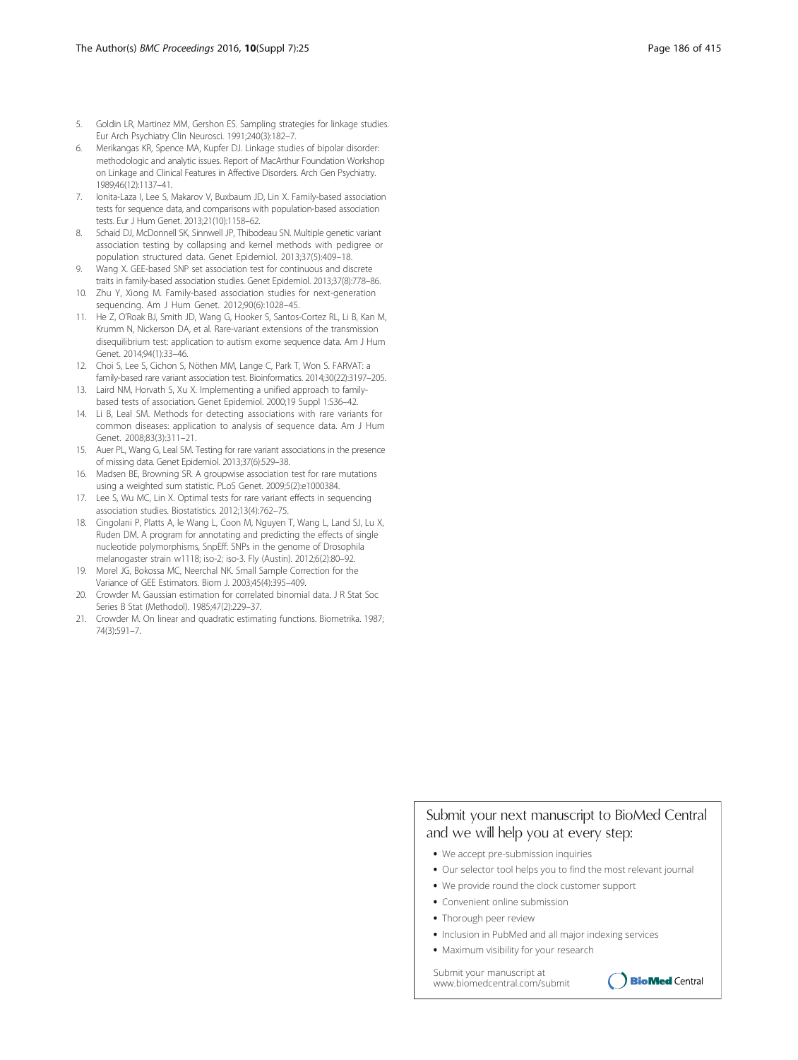5. Goldin LR, Martinez MM, Gershon ES. Sampling strategies for linkage studies. Eur Arch Psychiatry Clin Neurosci. 1991;240(3):182–7.
6. Merikangas KR, Spence MA, Kupfer DJ. Linkage studies of bipolar disorder: methodologic and analytic issues. Report of MacArthur Foundation Workshop on Linkage and Clinical Features in Affective Disorders. Arch Gen Psychiatry. 1989;46(12):1137–41.
7. Ionita-Laza I, Lee S, Makarov V, Buxbaum JD, Lin X. Family-based association tests for sequence data, and comparisons with population-based association tests. Eur J Hum Genet. 2013;21(10):1158–62.
8. Schaid DJ, McDonnell SK, Sinnwell JP, Thibodeau SN. Multiple genetic variant association testing by collapsing and kernel methods with pedigree or population structured data. Genet Epidemiol. 2013;37(5):409–18.
9. Wang X. GEE-based SNP set association test for continuous and discrete traits in family-based association studies. Genet Epidemiol. 2013;37(8):778–86.
10. Zhu Y, Xiong M. Family-based association studies for next-generation sequencing. Am J Hum Genet. 2012;90(6):1028–45.
11. He Z, O'Roak BJ, Smith JD, Wang G, Hooker S, Santos-Cortez RL, Li B, Kan M, Krumm N, Nickerson DA, et al. Rare-variant extensions of the transmission disequilibrium test: application to autism exome sequence data. Am J Hum Genet. 2014;94(1):33–46.
12. Choi S, Lee S, Cichon S, Nöthen MM, Lange C, Park T, Won S. FARVAT: a family-based rare variant association test. Bioinformatics. 2014;30(22):3197–205.
13. Laird NM, Horvath S, Xu X. Implementing a unified approach to family-based tests of association. Genet Epidemiol. 2000;19 Suppl 1:S36–42.
14. Li B, Leal SM. Methods for detecting associations with rare variants for common diseases: application to analysis of sequence data. Am J Hum Genet. 2008;83(3):311–21.
15. Auer PL, Wang G, Leal SM. Testing for rare variant associations in the presence of missing data. Genet Epidemiol. 2013;37(6):529–38.
16. Madsen BE, Browning SR. A groupwise association test for rare mutations using a weighted sum statistic. PLoS Genet. 2009;5(2):e1000384.
17. Lee S, Wu MC, Lin X. Optimal tests for rare variant effects in sequencing association studies. Biostatistics. 2012;13(4):762–75.
18. Cingolani P, Platts A, le Wang L, Coon M, Nguyen T, Wang L, Land SJ, Lu X, Ruden DM. A program for annotating and predicting the effects of single nucleotide polymorphisms, SnpEff: SNPs in the genome of Drosophila melanogaster strain w1118; iso-2; iso-3. Fly (Austin). 2012;6(2):80–92.
19. Morel JG, Bokossa MC, Neerchal NK. Small Sample Correction for the Variance of GEE Estimators. Biom J. 2003;45(4):395–409.
20. Crowder M. Gaussian estimation for correlated binomial data. J R Stat Soc Series B Stat (Methodol). 1985;47(2):229–37.
21. Crowder M. On linear and quadratic estimating functions. Biometrika. 1987; 74(3):591–7.

Submit your next manuscript to BioMed Central and we will help you at every step:

- We accept pre-submission inquiries
- Our selector tool helps you to find the most relevant journal
- We provide round the clock customer support
- Convenient online submission
- Thorough peer review
- Inclusion in PubMed and all major indexing services
- Maximum visibility for your research

Submit your manuscript at www.biomedcentral.com/submit

BioMed Central